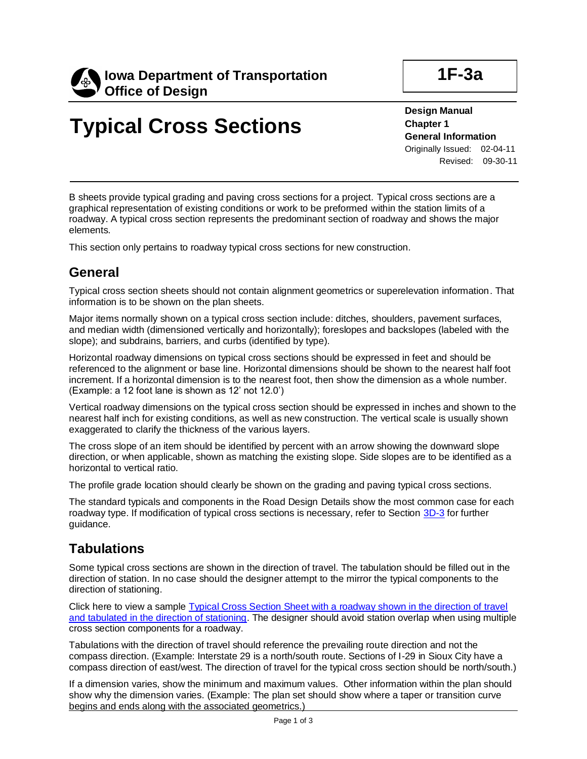Iowa Department of Transportation
Office of Design

**1F-3a**

# Typical Cross Sections

**Design Manual**
**Chapter 1**
**General Information**
Originally Issued: 02-04-11
Revised: 09-30-11

B sheets provide typical grading and paving cross sections for a project. Typical cross sections are a graphical representation of existing conditions or work to be preformed within the station limits of a roadway. A typical cross section represents the predominant section of roadway and shows the major elements.

This section only pertains to roadway typical cross sections for new construction.

## General

Typical cross section sheets should not contain alignment geometrics or superelevation information. That information is to be shown on the plan sheets.

Major items normally shown on a typical cross section include: ditches, shoulders, pavement surfaces, and median width (dimensioned vertically and horizontally); foreslopes and backslopes (labeled with the slope); and subdrains, barriers, and curbs (identified by type).

Horizontal roadway dimensions on typical cross sections should be expressed in feet and should be referenced to the alignment or base line. Horizontal dimensions should be shown to the nearest half foot increment. If a horizontal dimension is to the nearest foot, then show the dimension as a whole number. (Example: a 12 foot lane is shown as 12' not 12.0')

Vertical roadway dimensions on the typical cross section should be expressed in inches and shown to the nearest half inch for existing conditions, as well as new construction. The vertical scale is usually shown exaggerated to clarify the thickness of the various layers.

The cross slope of an item should be identified by percent with an arrow showing the downward slope direction, or when applicable, shown as matching the existing slope. Side slopes are to be identified as a horizontal to vertical ratio.

The profile grade location should clearly be shown on the grading and paving typical cross sections.

The standard typicals and components in the Road Design Details show the most common case for each roadway type. If modification of typical cross sections is necessary, refer to Section 3D-3 for further guidance.

## Tabulations

Some typical cross sections are shown in the direction of travel. The tabulation should be filled out in the direction of station. In no case should the designer attempt to the mirror the typical components to the direction of stationing.

Click here to view a sample Typical Cross Section Sheet with a roadway shown in the direction of travel and tabulated in the direction of stationing. The designer should avoid station overlap when using multiple cross section components for a roadway.

Tabulations with the direction of travel should reference the prevailing route direction and not the compass direction. (Example: Interstate 29 is a north/south route. Sections of I-29 in Sioux City have a compass direction of east/west. The direction of travel for the typical cross section should be north/south.)

If a dimension varies, show the minimum and maximum values. Other information within the plan should show why the dimension varies. (Example: The plan set should show where a taper or transition curve begins and ends along with the associated geometrics.)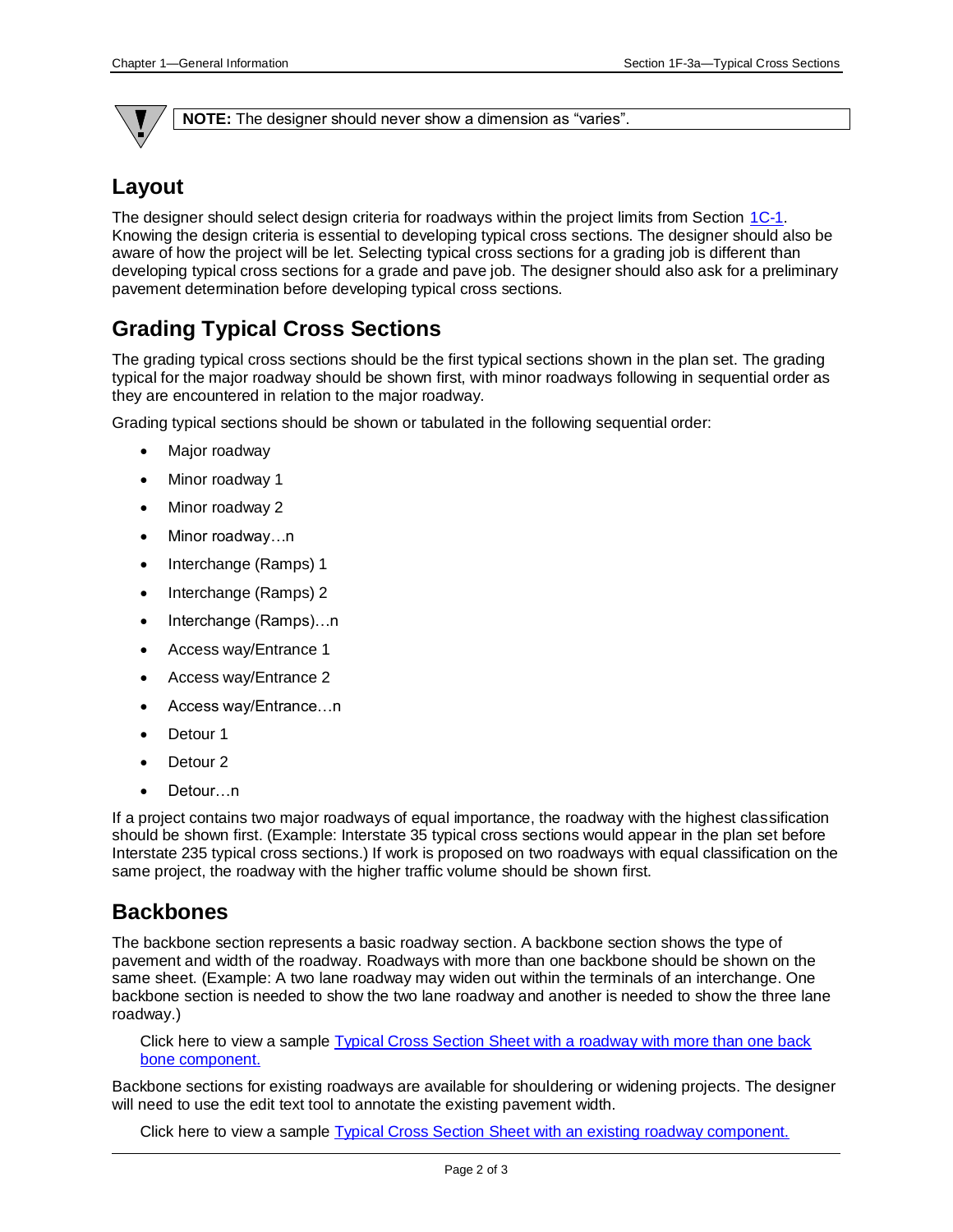**NOTE:** The designer should never show a dimension as “varies”.

## Layout

The designer should select design criteria for roadways within the project limits from Section 1C-1. Knowing the design criteria is essential to developing typical cross sections. The designer should also be aware of how the project will be let. Selecting typical cross sections for a grading job is different than developing typical cross sections for a grade and pave job. The designer should also ask for a preliminary pavement determination before developing typical cross sections.

## Grading Typical Cross Sections

The grading typical cross sections should be the first typical sections shown in the plan set. The grading typical for the major roadway should be shown first, with minor roadways following in sequential order as they are encountered in relation to the major roadway.

Grading typical sections should be shown or tabulated in the following sequential order:

- Major roadway
- Minor roadway 1
- Minor roadway 2
- Minor roadway…n
- Interchange (Ramps) 1
- Interchange (Ramps) 2
- Interchange (Ramps)…n
- Access way/Entrance 1
- Access way/Entrance 2
- Access way/Entrance…n
- Detour 1
- Detour 2
- Detour…n

If a project contains two major roadways of equal importance, the roadway with the highest classification should be shown first. (Example: Interstate 35 typical cross sections would appear in the plan set before Interstate 235 typical cross sections.) If work is proposed on two roadways with equal classification on the same project, the roadway with the higher traffic volume should be shown first.

## Backbones

The backbone section represents a basic roadway section. A backbone section shows the type of pavement and width of the roadway. Roadways with more than one backbone should be shown on the same sheet. (Example: A two lane roadway may widen out within the terminals of an interchange. One backbone section is needed to show the two lane roadway and another is needed to show the three lane roadway.)

Click here to view a sample Typical Cross Section Sheet with a roadway with more than one back bone component.

Backbone sections for existing roadways are available for shouldering or widening projects. The designer will need to use the edit text tool to annotate the existing pavement width.

Click here to view a sample Typical Cross Section Sheet with an existing roadway component.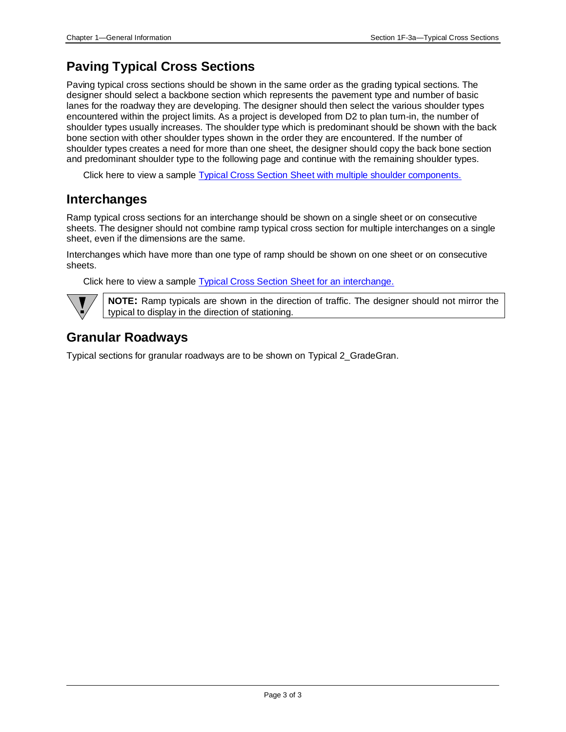## Paving Typical Cross Sections

Paving typical cross sections should be shown in the same order as the grading typical sections. The designer should select a backbone section which represents the pavement type and number of basic lanes for the roadway they are developing. The designer should then select the various shoulder types encountered within the project limits. As a project is developed from D2 to plan turn-in, the number of shoulder types usually increases. The shoulder type which is predominant should be shown with the back bone section with other shoulder types shown in the order they are encountered. If the number of shoulder types creates a need for more than one sheet, the designer should copy the back bone section and predominant shoulder type to the following page and continue with the remaining shoulder types.

Click here to view a sample Typical Cross Section Sheet with multiple shoulder components.

## Interchanges

Ramp typical cross sections for an interchange should be shown on a single sheet or on consecutive sheets. The designer should not combine ramp typical cross section for multiple interchanges on a single sheet, even if the dimensions are the same.

Interchanges which have more than one type of ramp should be shown on one sheet or on consecutive sheets.

Click here to view a sample Typical Cross Section Sheet for an interchange.

> **NOTE:** Ramp typicals are shown in the direction of traffic. The designer should not mirror the typical to display in the direction of stationing.

## Granular Roadways

Typical sections for granular roadways are to be shown on Typical 2_GradeGran.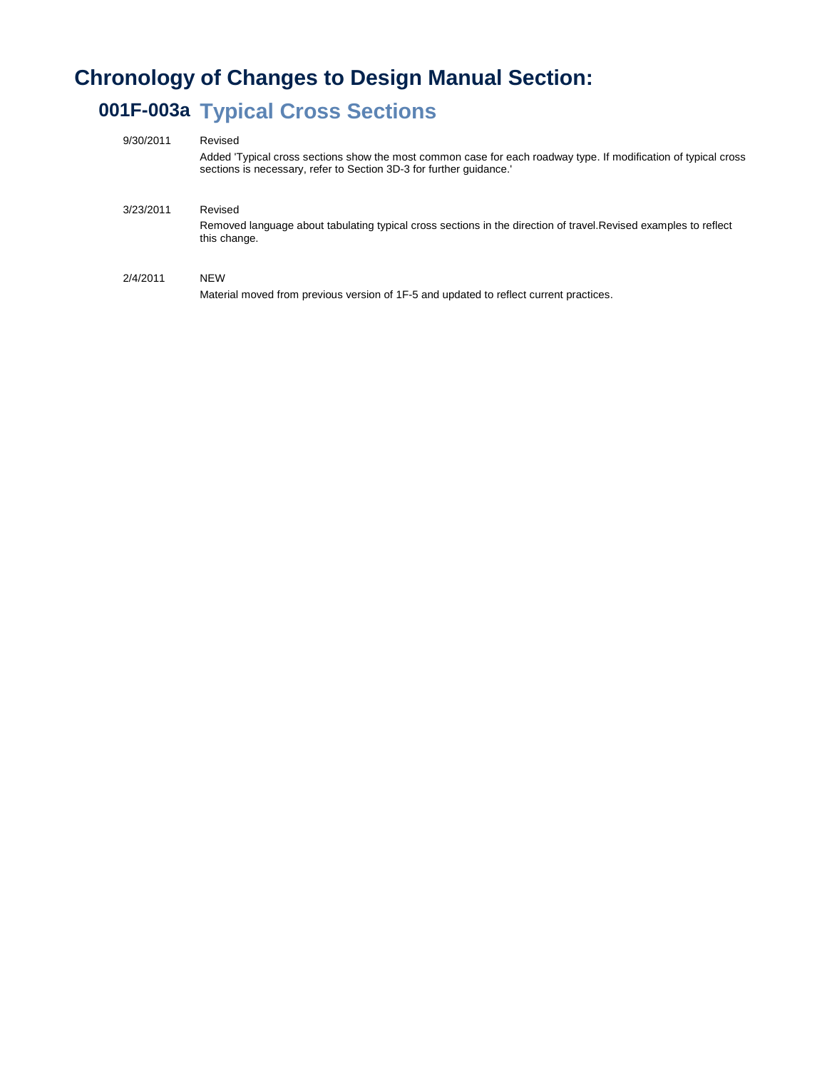# Chronology of Changes to Design Manual Section:

## 001F-003a Typical Cross Sections

9/30/2011 Revised

Added 'Typical cross sections show the most common case for each roadway type. If modification of typical cross sections is necessary, refer to Section 3D-3 for further guidance.'

3/23/2011 Revised

Removed language about tabulating typical cross sections in the direction of travel.Revised examples to reflect this change.

2/4/2011 NEW

Material moved from previous version of 1F-5 and updated to reflect current practices.